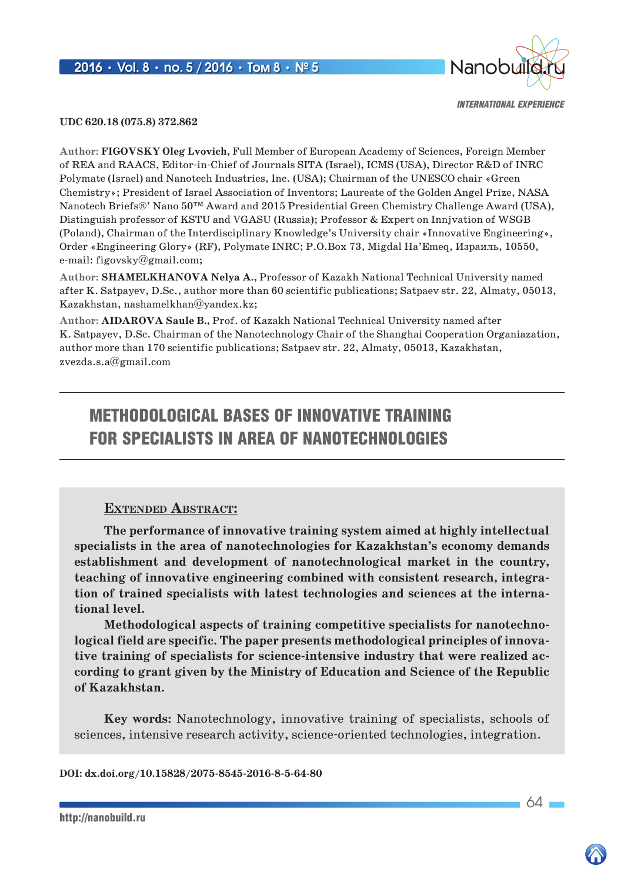INTERNATIONAL EXPERIENCE

**UDC 620.18 (075.8) 372.862**

Author: **FIGOVSKY Oleg Lvovich,** Full Member of European Academy of Sciences, Foreign Member of REA and RAACS, Editor-in-Chief of Journals SITA (Israel), ICMS (USA), Director R&D of INRC Polymate (Israel) and Nanotech Industries, Inc. (USA); Chairman of the UNESCO chair «Green Chemistry»; President of Israel Association of Inventors; Laureate of the Golden Angel Prize, NASA Nanotech Briefs®' Nano 50™ Award and 2015 Presidential Green Chemistry Challenge Award (USA), Distinguish professor of KSTU and VGASU (Russia); Professor & Expert on Innjvation of WSGB (Poland), Chairman of the Interdisciplinary Knowledge's University chair «Innovative Engineering», Order «Engineering Glory» (RF), Polymate INRC; P.O.Box 73, Migdal Ha'Emeq, Израиль, 10550, e-mail: figovsky@gmail.com;

Author: **SHAMELKHANOVA Nelya A.,** Professor of Kazakh National Technical University named after K. Satpayev, D.Sc., author more than 60 scientific publications; Satpaev str. 22, Almaty, 05013, Kazakhstan, nashamelkhan@yandex.kz;

Author: **AIDAROVA Saule B.,** Prof. of Kazakh National Technical University named after K. Satpayev, D.Sc. Chairman of the Nanotechnology Chair of the Shanghai Cooperation Organiazation, author more than 170 scientific publications; Satpaev str. 22, Almaty, 05013, Kazakhstan, zvezda.s.a@gmail.com

# METHODOLOGICAL BASES OF INNOVATIVE TRAINING FOR SPECIALISTS IN AREA OF NANOTECHNOLOGIES

**EXTENDED ABSTRACT:**

**The performance of innovative training system aimed at highly intellectual specialists in the area of nanotechnologies for Kazakhstan's economy demands establishment and development of nanotechnological market in the country, teaching of innovative engineering combined with consistent research, integration of trained specialists with latest technologies and sciences at the international level.**

**Methodological aspects of training competitive specialists for nanotechnological field are specific. The paper presents methodological principles of innovative training of specialists for science-intensive industry that were realized according to grant given by the Ministry of Education and Science of the Republic of Kazakhstan.**

**Key words:** Nanotechnology, innovative training of specialists, schools of sciences, intensive research activity, science-oriented technologies, integration.

**DOI: dx.doi.org/10.15828/2075-8545-2016-8-5-64-80**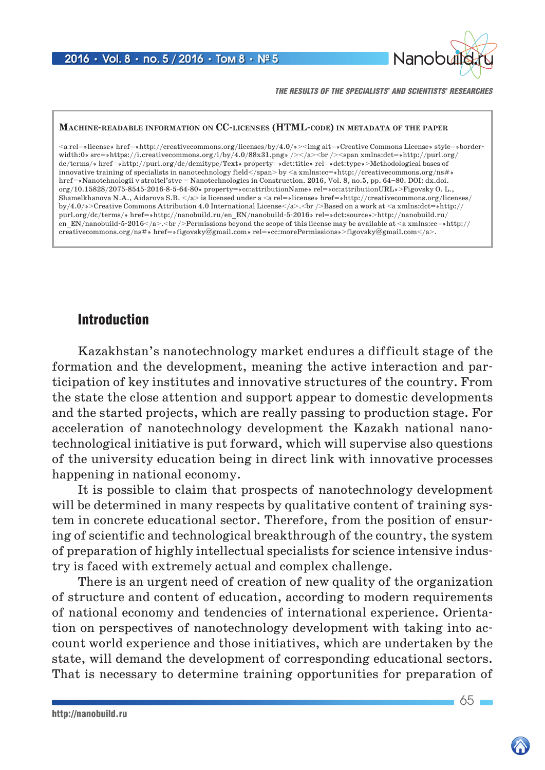**Machine-readable information on CC-licenses (HTML-code) in metadata of the paper**

<a rel=»license» href=»http://creativecommons.org/licenses/by/4.0/»><img alt=»Creative Commons License» style=»border-width:0» src=»https://i.creativecommons.org/l/by/4.0/88x31.png» /></a><br /><span xmlns:dct=»http://purl.org/dc/terms/» href=»http://purl.org/dc/dcmitype/Text» property=»dct:title» rel=»dct:type»>Methodological bases of innovative training of specialists in nanotechnology field</span> by <a xmlns:cc=»http://creativecommons.org/ns#» href=»Nanotehnologii v stroitel'stve = Nanotechnologies in Construction. 2016, Vol. 8, no.5, pp. 64–80. DOI: dx.doi.org/10.15828/2075-8545-2016-8-5-64-80» property=»cc:attributionName» rel=»cc:attributionURL»>Figovsky O. L., Shamelkhanova N.A., Aidarova S.B. </a> is licensed under a <a rel=»license» href=»http://creativecommons.org/licenses/by/4.0/»>Creative Commons Attribution 4.0 International License</a>.<br />Based on a work at <a xmlns:dct=»http://purl.org/dc/terms/» href=»http://nanobuild.ru/en_EN/nanobuild-5-2016» rel=»dct:source»>http://nanobuild.ru/en_EN/nanobuild-5-2016</a>.<br />Permissions beyond the scope of this license may be available at <a xmlns:cc=»http://creativecommons.org/ns#» href=»figovsky@gmail.com» rel=»cc:morePermissions»>figovsky@gmail.com</a>.

## Introduction

Kazakhstan's nanotechnology market endures a difficult stage of the formation and the development, meaning the active interaction and participation of key institutes and innovative structures of the country. From the state the close attention and support appear to domestic developments and the started projects, which are really passing to production stage. For acceleration of nanotechnology development the Kazakh national nanotechnological initiative is put forward, which will supervise also questions of the university education being in direct link with innovative processes happening in national economy.

It is possible to claim that prospects of nanotechnology development will be determined in many respects by qualitative content of training system in concrete educational sector. Therefore, from the position of ensuring of scientific and technological breakthrough of the country, the system of preparation of highly intellectual specialists for science intensive industry is faced with extremely actual and complex challenge.

There is an urgent need of creation of new quality of the organization of structure and content of education, according to modern requirements of national economy and tendencies of international experience. Orientation on perspectives of nanotechnology development with taking into account world experience and those initiatives, which are undertaken by the state, will demand the development of corresponding educational sectors. That is necessary to determine training opportunities for preparation of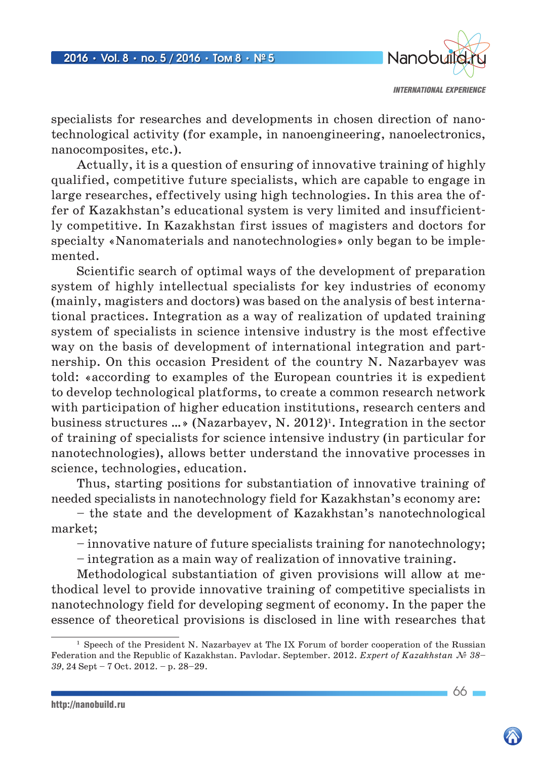specialists for researches and developments in chosen direction of nanotechnological activity (for example, in nanoengineering, nanoelectronics, nanocomposites, etc.).

Actually, it is a question of ensuring of innovative training of highly qualified, competitive future specialists, which are capable to engage in large researches, effectively using high technologies. In this area the offer of Kazakhstan's educational system is very limited and insufficiently competitive. In Kazakhstan first issues of magisters and doctors for specialty «Nanomaterials and nanotechnologies» only began to be implemented.

Scientific search of optimal ways of the development of preparation system of highly intellectual specialists for key industries of economy (mainly, magisters and doctors) was based on the analysis of best international practices. Integration as a way of realization of updated training system of specialists in science intensive industry is the most effective way on the basis of development of international integration and partnership. On this occasion President of the country N. Nazarbayev was told: «according to examples of the European countries it is expedient to develop technological platforms, to create a common research network with participation of higher education institutions, research centers and business structures ...» (Nazarbayev, N. 2012)[1]. Integration in the sector of training of specialists for science intensive industry (in particular for nanotechnologies), allows better understand the innovative processes in science, technologies, education.

Thus, starting positions for substantiation of innovative training of needed specialists in nanotechnology field for Kazakhstan's economy are:

– the state and the development of Kazakhstan's nanotechnological market;

– innovative nature of future specialists training for nanotechnology;

– integration as a main way of realization of innovative training.

Methodological substantiation of given provisions will allow at methodical level to provide innovative training of competitive specialists in nanotechnology field for developing segment of economy. In the paper the essence of theoretical provisions is disclosed in line with researches that

---

[1] Speech of the President N. Nazarbayev at The IX Forum of border cooperation of the Russian Federation and the Republic of Kazakhstan. Pavlodar. September. 2012. *Expert of Kazakhstan № 38–39*, 24 Sept – 7 Oct. 2012. – p. 28–29.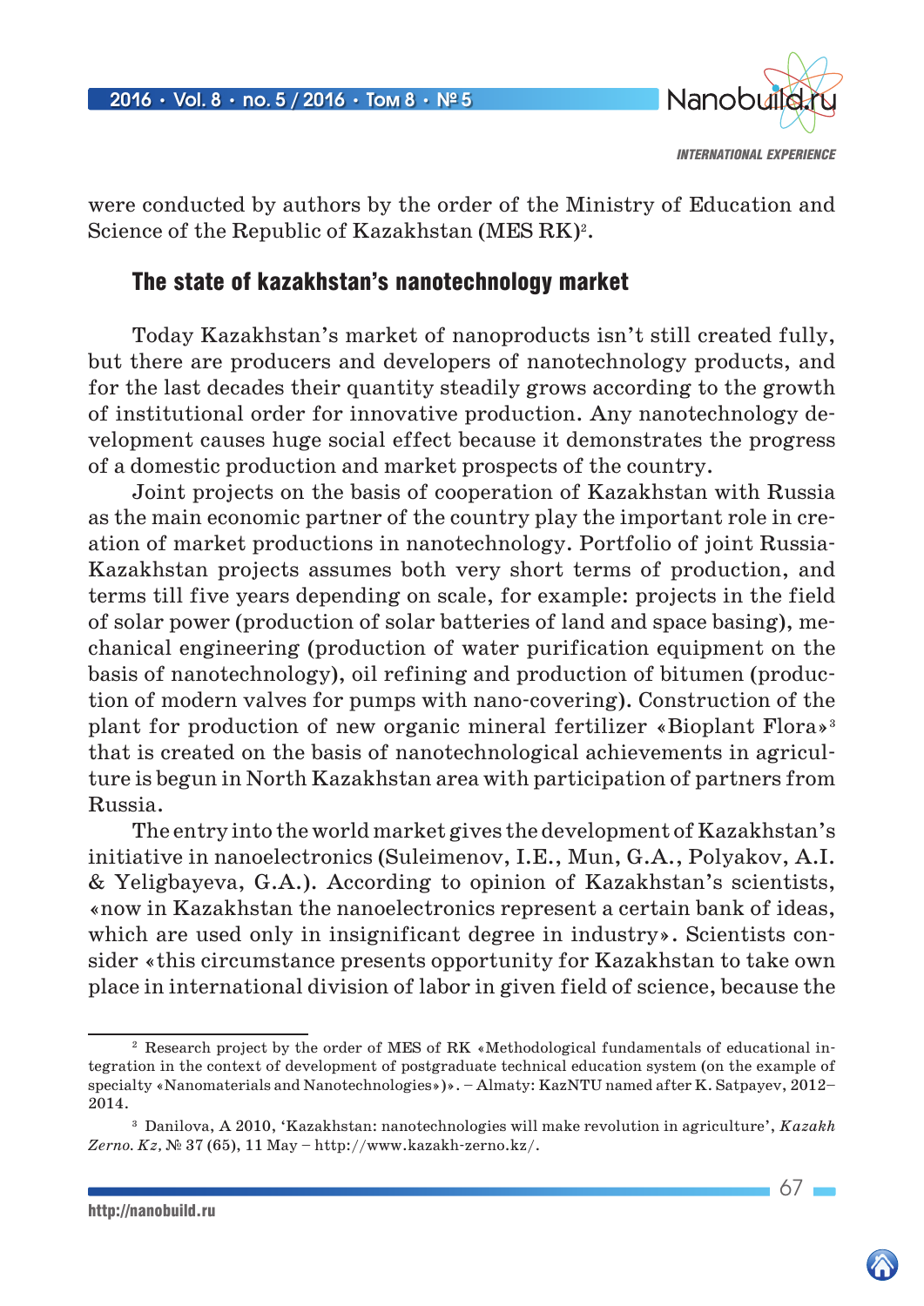were conducted by authors by the order of the Ministry of Education and Science of the Republic of Kazakhstan (MES RK)[2].

## The state of kazakhstan's nanotechnology market

Today Kazakhstan's market of nanoproducts isn't still created fully, but there are producers and developers of nanotechnology products, and for the last decades their quantity steadily grows according to the growth of institutional order for innovative production. Any nanotechnology development causes huge social effect because it demonstrates the progress of a domestic production and market prospects of the country.

Joint projects on the basis of cooperation of Kazakhstan with Russia as the main economic partner of the country play the important role in creation of market productions in nanotechnology. Portfolio of joint Russia-Kazakhstan projects assumes both very short terms of production, and terms till five years depending on scale, for example: projects in the field of solar power (production of solar batteries of land and space basing), mechanical engineering (production of water purification equipment on the basis of nanotechnology), oil refining and production of bitumen (production of modern valves for pumps with nano-covering). Construction of the plant for production of new organic mineral fertilizer «Bioplant Flora»[3] that is created on the basis of nanotechnological achievements in agriculture is begun in North Kazakhstan area with participation of partners from Russia.

The entry into the world market gives the development of Kazakhstan's initiative in nanoelectronics (Suleimenov, I.E., Mun, G.A., Polyakov, A.I. & Yeligbayeva, G.A.). According to opinion of Kazakhstan's scientists, «now in Kazakhstan the nanoelectronics represent a certain bank of ideas, which are used only in insignificant degree in industry». Scientists consider «this circumstance presents opportunity for Kazakhstan to take own place in international division of labor in given field of science, because the

---

[2] Research project by the order of MES of RK «Methodological fundamentals of educational integration in the context of development of postgraduate technical education system (on the example of specialty «Nanomaterials and Nanotechnologies»)». – Almaty: KazNTU named after K. Satpayev, 2012–2014.

[3] Danilova, A 2010, 'Kazakhstan: nanotechnologies will make revolution in agriculture', *Kazakh Zerno. Kz*, № 37 (65), 11 May – http://www.kazakh-zerno.kz/.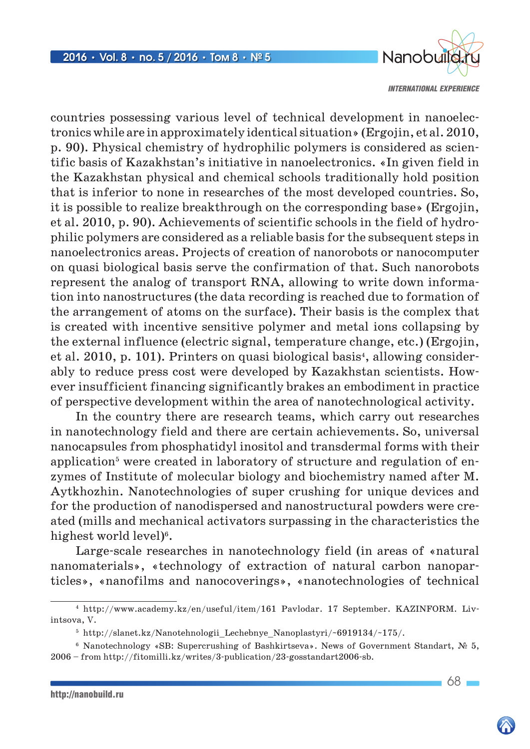countries possessing various level of technical development in nanoelectronics while are in approximately identical situation» (Ergojin, et al. 2010, p. 90). Physical chemistry of hydrophilic polymers is considered as scientific basis of Kazakhstan's initiative in nanoelectronics. «In given field in the Kazakhstan physical and chemical schools traditionally hold position that is inferior to none in researches of the most developed countries. So, it is possible to realize breakthrough on the corresponding base» (Ergojin, et al. 2010, p. 90). Achievements of scientific schools in the field of hydrophilic polymers are considered as a reliable basis for the subsequent steps in nanoelectronics areas. Projects of creation of nanorobots or nanocomputer on quasi biological basis serve the confirmation of that. Such nanorobots represent the analog of transport RNA, allowing to write down information into nanostructures (the data recording is reached due to formation of the arrangement of atoms on the surface). Their basis is the complex that is created with incentive sensitive polymer and metal ions collapsing by the external influence (electric signal, temperature change, etc.) (Ergojin, et al. 2010, p. 101). Printers on quasi biological basis[4], allowing considerably to reduce press cost were developed by Kazakhstan scientists. However insufficient financing significantly brakes an embodiment in practice of perspective development within the area of nanotechnological activity.

In the country there are research teams, which carry out researches in nanotechnology field and there are certain achievements. So, universal nanocapsules from phosphatidyl inositol and transdermal forms with their application[5] were created in laboratory of structure and regulation of enzymes of Institute of molecular biology and biochemistry named after M. Aytkhozhin. Nanotechnologies of super crushing for unique devices and for the production of nanodispersed and nanostructural powders were created (mills and mechanical activators surpassing in the characteristics the highest world level)[6].

Large-scale researches in nanotechnology field (in areas of «natural nanomaterials», «technology of extraction of natural carbon nanoparticles», «nanofilms and nanocoverings», «nanotechnologies of technical

---

[4] http://www.academy.kz/en/useful/item/161 Pavlodar. 17 September. KAZINFORM. Livintsova, V.

[5] http://slanet.kz/Nanotehnologii_Lechebnye_Nanoplastyri/~6919134/~175/.

[6] Nanotechnology «SB: Supercrushing of Bashkirtseva». News of Government Standart, № 5, 2006 – from http://fitomilli.kz/writes/3-publication/23-gosstandart2006-sb.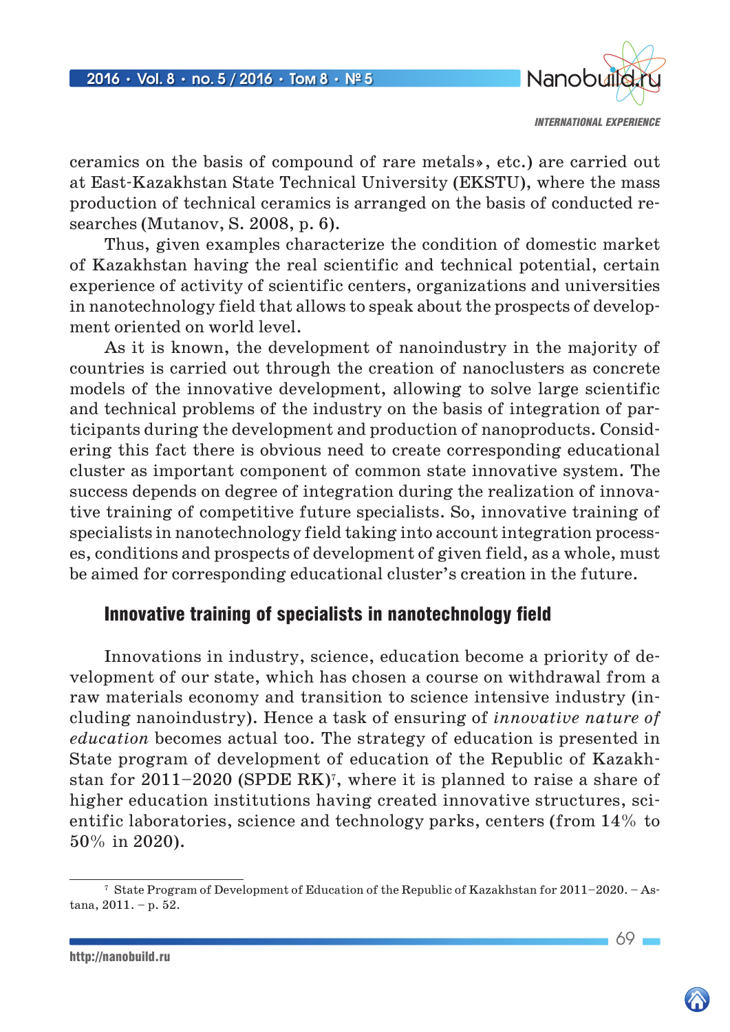ceramics on the basis of compound of rare metals», etc.) are carried out at East-Kazakhstan State Technical University (EKSTU), where the mass production of technical ceramics is arranged on the basis of conducted researches (Mutanov, S. 2008, p. 6).

Thus, given examples characterize the condition of domestic market of Kazakhstan having the real scientific and technical potential, certain experience of activity of scientific centers, organizations and universities in nanotechnology field that allows to speak about the prospects of development oriented on world level.

As it is known, the development of nanoindustry in the majority of countries is carried out through the creation of nanoclusters as concrete models of the innovative development, allowing to solve large scientific and technical problems of the industry on the basis of integration of participants during the development and production of nanoproducts. Considering this fact there is obvious need to create corresponding educational cluster as important component of common state innovative system. The success depends on degree of integration during the realization of innovative training of competitive future specialists. So, innovative training of specialists in nanotechnology field taking into account integration processes, conditions and prospects of development of given field, as a whole, must be aimed for corresponding educational cluster's creation in the future.

## Innovative training of specialists in nanotechnology field

Innovations in industry, science, education become a priority of development of our state, which has chosen a course on withdrawal from a raw materials economy and transition to science intensive industry (including nanoindustry). Hence a task of ensuring of *innovative nature of education* becomes actual too. The strategy of education is presented in State program of development of education of the Republic of Kazakhstan for 2011–2020 (SPDE RK)[7], where it is planned to raise a share of higher education institutions having created innovative structures, scientific laboratories, science and technology parks, centers (from 14% to 50% in 2020).

---

[7] State Program of Development of Education of the Republic of Kazakhstan for 2011–2020. – Astana, 2011. – p. 52.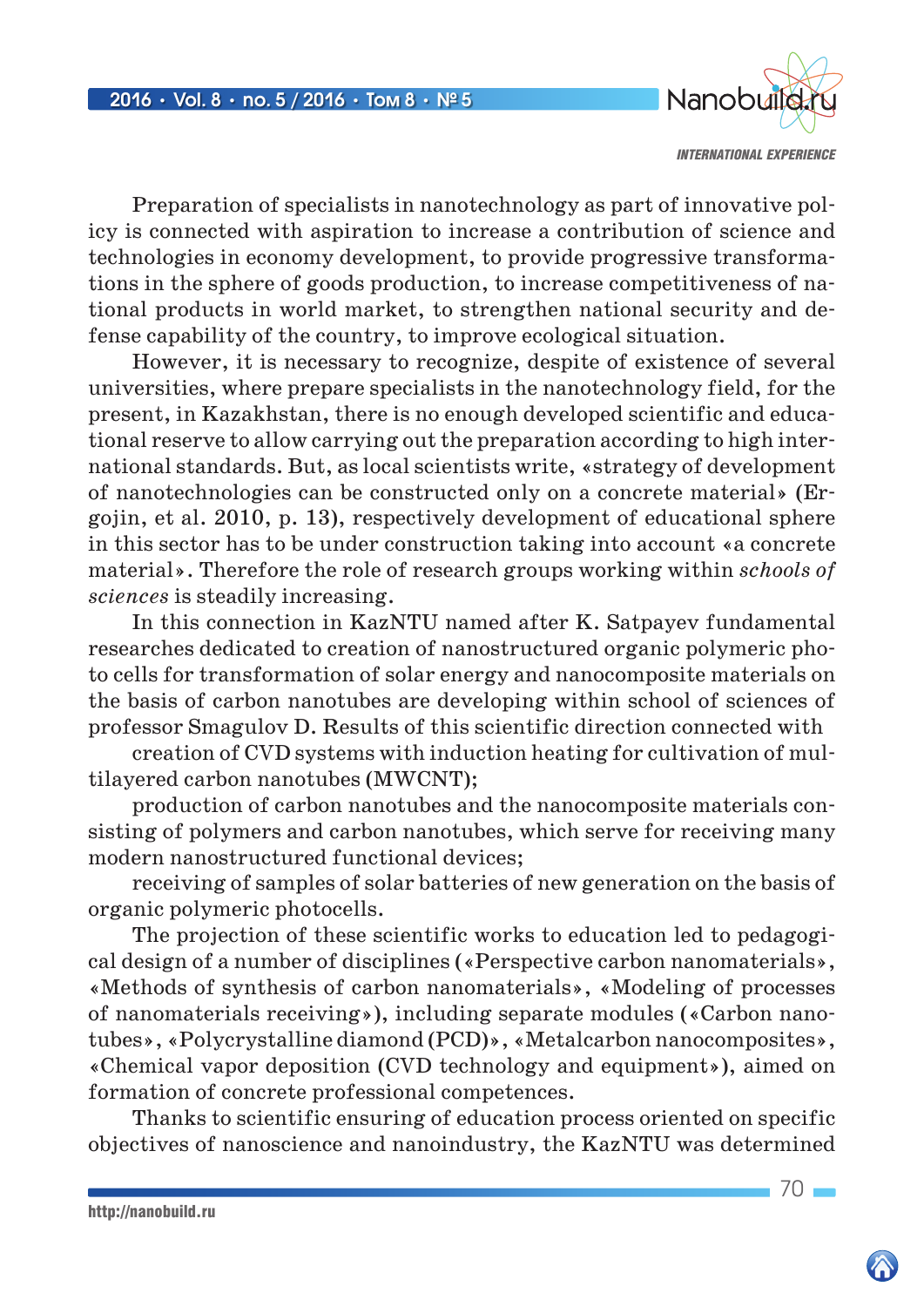Preparation of specialists in nanotechnology as part of innovative policy is connected with aspiration to increase a contribution of science and technologies in economy development, to provide progressive transformations in the sphere of goods production, to increase competitiveness of national products in world market, to strengthen national security and defense capability of the country, to improve ecological situation.

However, it is necessary to recognize, despite of existence of several universities, where prepare specialists in the nanotechnology field, for the present, in Kazakhstan, there is no enough developed scientific and educational reserve to allow carrying out the preparation according to high international standards. But, as local scientists write, «strategy of development of nanotechnologies can be constructed only on a concrete material» (Ergojin, et al. 2010, p. 13), respectively development of educational sphere in this sector has to be under construction taking into account «a concrete material». Therefore the role of research groups working within *schools of sciences* is steadily increasing.

In this connection in KazNTU named after K. Satpayev fundamental researches dedicated to creation of nanostructured organic polymeric photo cells for transformation of solar energy and nanocomposite materials on the basis of carbon nanotubes are developing within school of sciences of professor Smagulov D. Results of this scientific direction connected with

creation of CVD systems with induction heating for cultivation of multilayered carbon nanotubes (MWCNT);

production of carbon nanotubes and the nanocomposite materials consisting of polymers and carbon nanotubes, which serve for receiving many modern nanostructured functional devices;

receiving of samples of solar batteries of new generation on the basis of organic polymeric photocells.

The projection of these scientific works to education led to pedagogical design of a number of disciplines («Perspective carbon nanomaterials», «Methods of synthesis of carbon nanomaterials», «Modeling of processes of nanomaterials receiving»), including separate modules («Carbon nanotubes», «Polycrystalline diamond (PCD)», «Metalcarbon nanocomposites», «Chemical vapor deposition (CVD technology and equipment»), aimed on formation of concrete professional competences.

Thanks to scientific ensuring of education process oriented on specific objectives of nanoscience and nanoindustry, the KazNTU was determined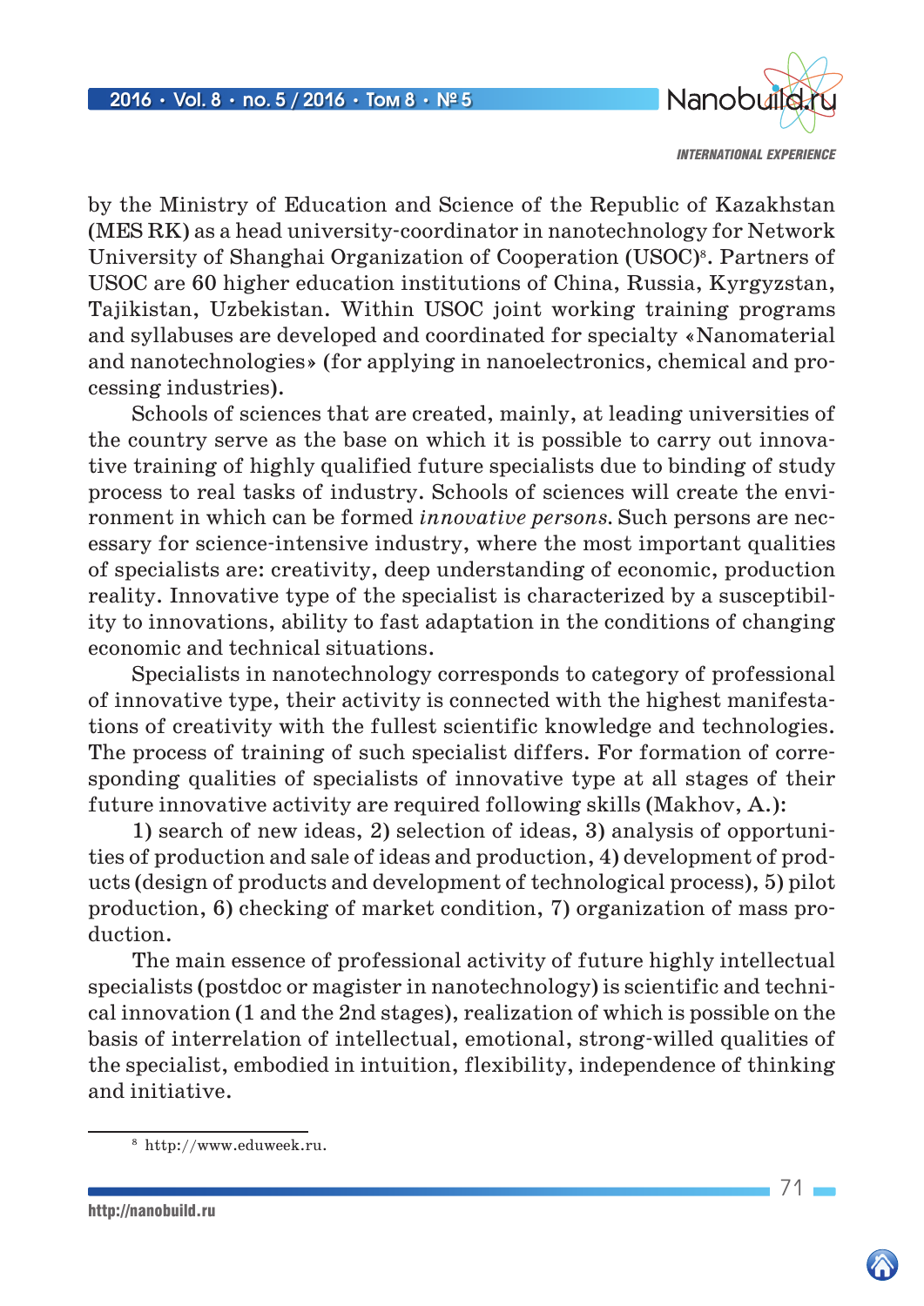by the Ministry of Education and Science of the Republic of Kazakhstan (MES RK) as a head university-coordinator in nanotechnology for Network University of Shanghai Organization of Cooperation (USOC)[8]. Partners of USOC are 60 higher education institutions of China, Russia, Kyrgyzstan, Tajikistan, Uzbekistan. Within USOC joint working training programs and syllabuses are developed and coordinated for specialty «Nanomaterial and nanotechnologies» (for applying in nanoelectronics, chemical and processing industries).

Schools of sciences that are created, mainly, at leading universities of the country serve as the base on which it is possible to carry out innovative training of highly qualified future specialists due to binding of study process to real tasks of industry. Schools of sciences will create the environment in which can be formed *innovative persons.* Such persons are necessary for science-intensive industry, where the most important qualities of specialists are: creativity, deep understanding of economic, production reality. Innovative type of the specialist is characterized by a susceptibility to innovations, ability to fast adaptation in the conditions of changing economic and technical situations.

Specialists in nanotechnology corresponds to category of professional of innovative type, their activity is connected with the highest manifestations of creativity with the fullest scientific knowledge and technologies. The process of training of such specialist differs. For formation of corresponding qualities of specialists of innovative type at all stages of their future innovative activity are required following skills (Makhov, A.):

1) search of new ideas, 2) selection of ideas, 3) analysis of opportunities of production and sale of ideas and production, 4) development of products (design of products and development of technological process), 5) pilot production, 6) checking of market condition, 7) organization of mass production.

The main essence of professional activity of future highly intellectual specialists (postdoc or magister in nanotechnology) is scientific and technical innovation (1 and the 2nd stages), realization of which is possible on the basis of interrelation of intellectual, emotional, strong-willed qualities of the specialist, embodied in intuition, flexibility, independence of thinking and initiative.

---

[8] http://www.eduweek.ru.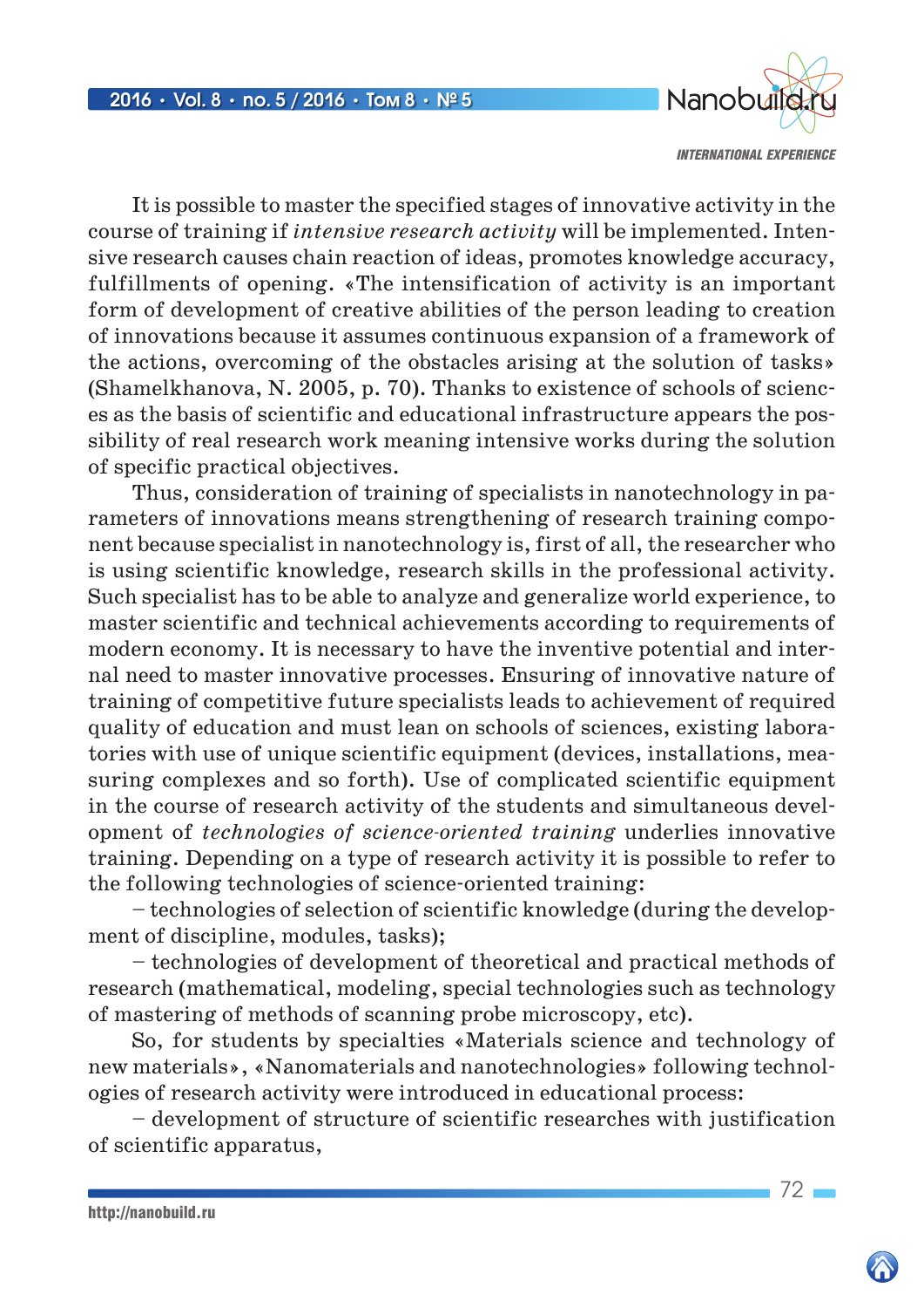It is possible to master the specified stages of innovative activity in the course of training if *intensive research activity* will be implemented. Intensive research causes chain reaction of ideas, promotes knowledge accuracy, fulfillments of opening. «The intensification of activity is an important form of development of creative abilities of the person leading to creation of innovations because it assumes continuous expansion of a framework of the actions, overcoming of the obstacles arising at the solution of tasks» (Shamelkhanova, N. 2005, p. 70). Thanks to existence of schools of sciences as the basis of scientific and educational infrastructure appears the possibility of real research work meaning intensive works during the solution of specific practical objectives.

Thus, consideration of training of specialists in nanotechnology in parameters of innovations means strengthening of research training component because specialist in nanotechnology is, first of all, the researcher who is using scientific knowledge, research skills in the professional activity. Such specialist has to be able to analyze and generalize world experience, to master scientific and technical achievements according to requirements of modern economy. It is necessary to have the inventive potential and internal need to master innovative processes. Ensuring of innovative nature of training of competitive future specialists leads to achievement of required quality of education and must lean on schools of sciences, existing laboratories with use of unique scientific equipment (devices, installations, measuring complexes and so forth). Use of complicated scientific equipment in the course of research activity of the students and simultaneous development of *technologies of science-oriented training* underlies innovative training. Depending on a type of research activity it is possible to refer to the following technologies of science-oriented training:

– technologies of selection of scientific knowledge (during the development of discipline, modules, tasks);

– technologies of development of theoretical and practical methods of research (mathematical, modeling, special technologies such as technology of mastering of methods of scanning probe microscopy, etc).

So, for students by specialties «Materials science and technology of new materials», «Nanomaterials and nanotechnologies» following technologies of research activity were introduced in educational process:

– development of structure of scientific researches with justification of scientific apparatus,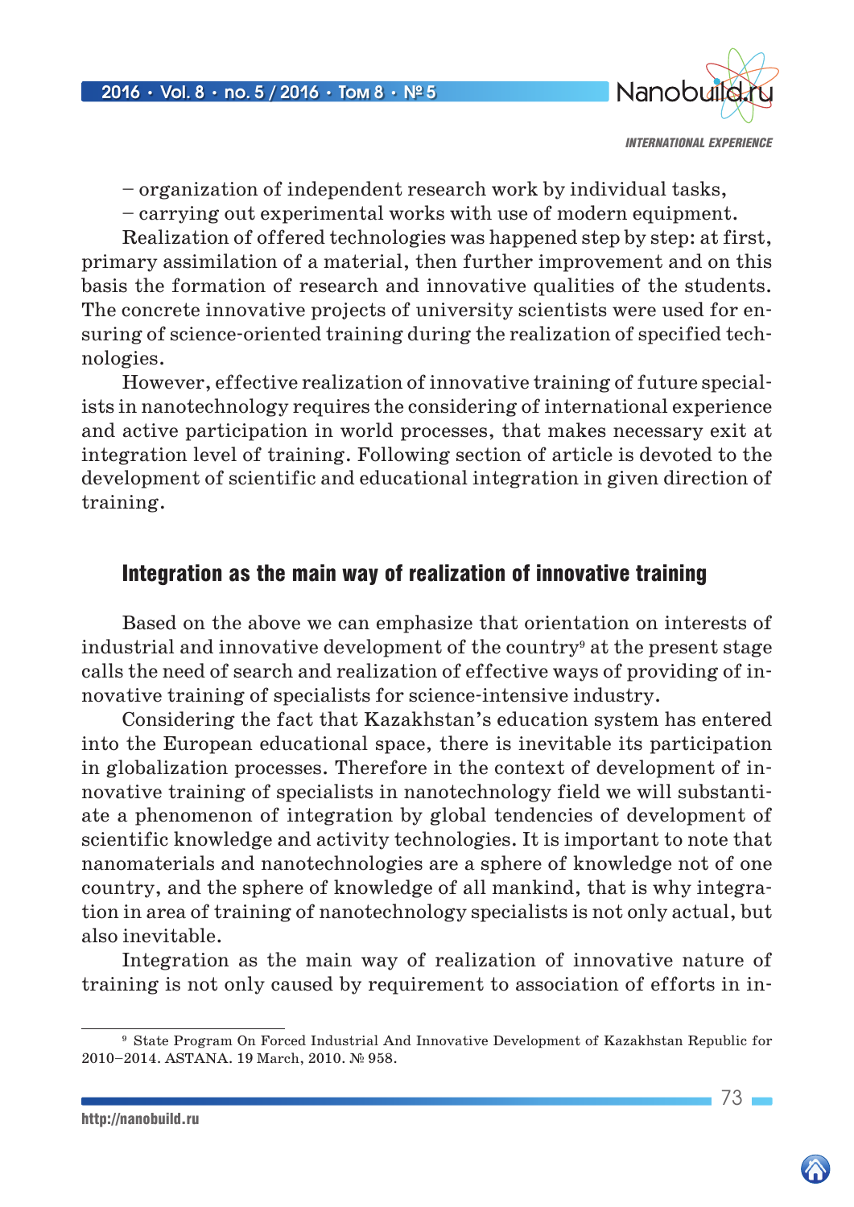– organization of independent research work by individual tasks,

– carrying out experimental works with use of modern equipment.

Realization of offered technologies was happened step by step: at first, primary assimilation of a material, then further improvement and on this basis the formation of research and innovative qualities of the students. The concrete innovative projects of university scientists were used for ensuring of science-oriented training during the realization of specified technologies.

However, effective realization of innovative training of future specialists in nanotechnology requires the considering of international experience and active participation in world processes, that makes necessary exit at integration level of training. Following section of article is devoted to the development of scientific and educational integration in given direction of training.

## Integration as the main way of realization of innovative training

Based on the above we can emphasize that orientation on interests of industrial and innovative development of the country[9] at the present stage calls the need of search and realization of effective ways of providing of innovative training of specialists for science-intensive industry.

Considering the fact that Kazakhstan's education system has entered into the European educational space, there is inevitable its participation in globalization processes. Therefore in the context of development of innovative training of specialists in nanotechnology field we will substantiate a phenomenon of integration by global tendencies of development of scientific knowledge and activity technologies. It is important to note that nanomaterials and nanotechnologies are a sphere of knowledge not of one country, and the sphere of knowledge of all mankind, that is why integration in area of training of nanotechnology specialists is not only actual, but also inevitable.

Integration as the main way of realization of innovative nature of training is not only caused by requirement to association of efforts in in-

[9] State Program On Forced Industrial And Innovative Development of Kazakhstan Republic for 2010–2014. ASTANA. 19 March, 2010. № 958.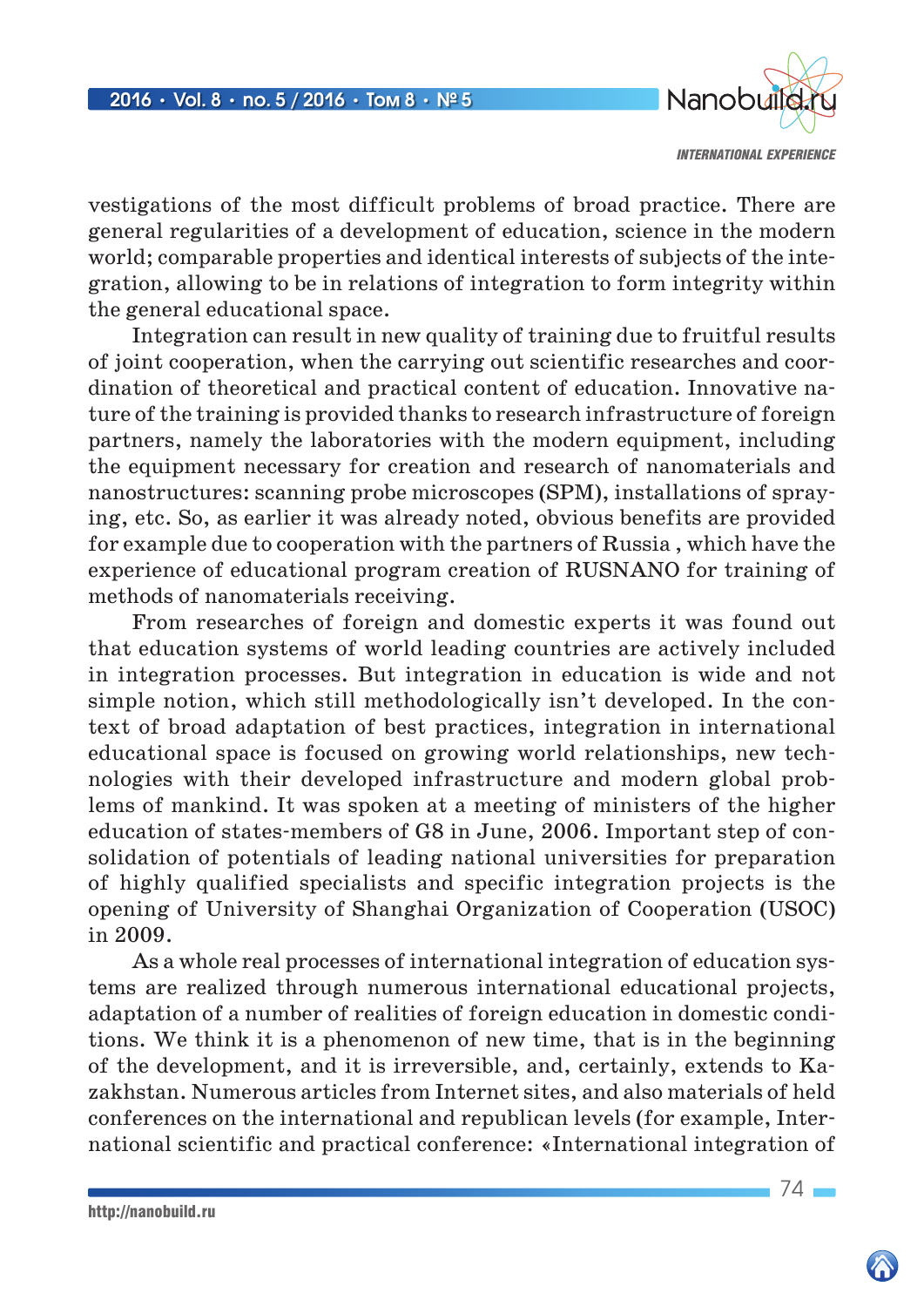vestigations of the most difficult problems of broad practice. There are general regularities of a development of education, science in the modern world; comparable properties and identical interests of subjects of the integration, allowing to be in relations of integration to form integrity within the general educational space.

Integration can result in new quality of training due to fruitful results of joint cooperation, when the carrying out scientific researches and coordination of theoretical and practical content of education. Innovative nature of the training is provided thanks to research infrastructure of foreign partners, namely the laboratories with the modern equipment, including the equipment necessary for creation and research of nanomaterials and nanostructures: scanning probe microscopes (SPM), installations of spraying, etc. So, as earlier it was already noted, obvious benefits are provided for example due to cooperation with the partners of Russia , which have the experience of educational program creation of RUSNANO for training of methods of nanomaterials receiving.

From researches of foreign and domestic experts it was found out that education systems of world leading countries are actively included in integration processes. But integration in education is wide and not simple notion, which still methodologically isn't developed. In the context of broad adaptation of best practices, integration in international educational space is focused on growing world relationships, new technologies with their developed infrastructure and modern global problems of mankind. It was spoken at a meeting of ministers of the higher education of states-members of G8 in June, 2006. Important step of consolidation of potentials of leading national universities for preparation of highly qualified specialists and specific integration projects is the opening of University of Shanghai Organization of Cooperation (USOC) in 2009.

As a whole real processes of international integration of education systems are realized through numerous international educational projects, adaptation of a number of realities of foreign education in domestic conditions. We think it is a phenomenon of new time, that is in the beginning of the development, and it is irreversible, and, certainly, extends to Kazakhstan. Numerous articles from Internet sites, and also materials of held conferences on the international and republican levels (for example, International scientific and practical conference: «International integration of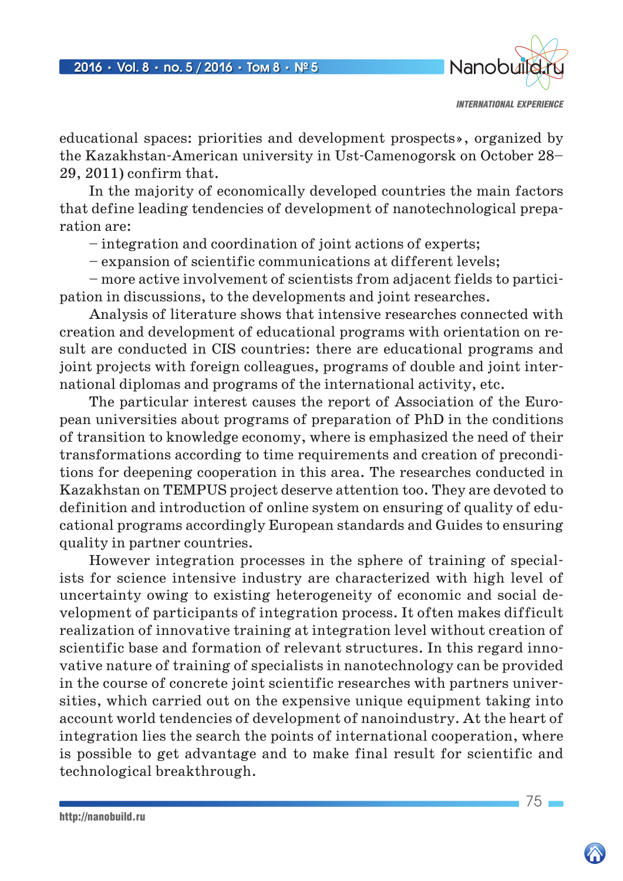educational spaces: priorities and development prospects», organized by the Kazakhstan-American university in Ust-Camenogorsk on October 28–29, 2011) confirm that.

In the majority of economically developed countries the main factors that define leading tendencies of development of nanotechnological preparation are:

– integration and coordination of joint actions of experts;

– expansion of scientific communications at different levels;

– more active involvement of scientists from adjacent fields to participation in discussions, to the developments and joint researches.

Analysis of literature shows that intensive researches connected with creation and development of educational programs with orientation on result are conducted in CIS countries: there are educational programs and joint projects with foreign colleagues, programs of double and joint international diplomas and programs of the international activity, etc.

The particular interest causes the report of Association of the European universities about programs of preparation of PhD in the conditions of transition to knowledge economy, where is emphasized the need of their transformations according to time requirements and creation of preconditions for deepening cooperation in this area. The researches conducted in Kazakhstan on TEMPUS project deserve attention too. They are devoted to definition and introduction of online system on ensuring of quality of educational programs accordingly European standards and Guides to ensuring quality in partner countries.

However integration processes in the sphere of training of specialists for science intensive industry are characterized with high level of uncertainty owing to existing heterogeneity of economic and social development of participants of integration process. It often makes difficult realization of innovative training at integration level without creation of scientific base and formation of relevant structures. In this regard innovative nature of training of specialists in nanotechnology can be provided in the course of concrete joint scientific researches with partners universities, which carried out on the expensive unique equipment taking into account world tendencies of development of nanoindustry. At the heart of integration lies the search the points of international cooperation, where is possible to get advantage and to make final result for scientific and technological breakthrough.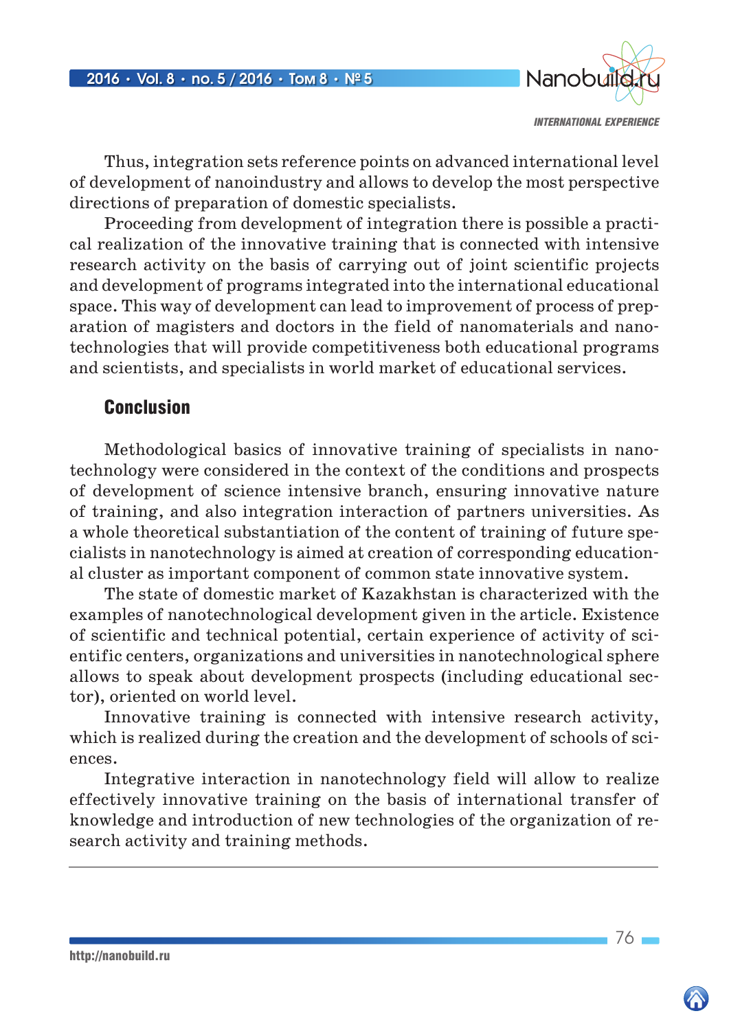Thus, integration sets reference points on advanced international level of development of nanoindustry and allows to develop the most perspective directions of preparation of domestic specialists.

Proceeding from development of integration there is possible a practical realization of the innovative training that is connected with intensive research activity on the basis of carrying out of joint scientific projects and development of programs integrated into the international educational space. This way of development can lead to improvement of process of preparation of magisters and doctors in the field of nanomaterials and nanotechnologies that will provide competitiveness both educational programs and scientists, and specialists in world market of educational services.

## Conclusion

Methodological basics of innovative training of specialists in nanotechnology were considered in the context of the conditions and prospects of development of science intensive branch, ensuring innovative nature of training, and also integration interaction of partners universities. As a whole theoretical substantiation of the content of training of future specialists in nanotechnology is aimed at creation of corresponding educational cluster as important component of common state innovative system.

The state of domestic market of Kazakhstan is characterized with the examples of nanotechnological development given in the article. Existence of scientific and technical potential, certain experience of activity of scientific centers, organizations and universities in nanotechnological sphere allows to speak about development prospects (including educational sector), oriented on world level.

Innovative training is connected with intensive research activity, which is realized during the creation and the development of schools of sciences.

Integrative interaction in nanotechnology field will allow to realize effectively innovative training on the basis of international transfer of knowledge and introduction of new technologies of the organization of research activity and training methods.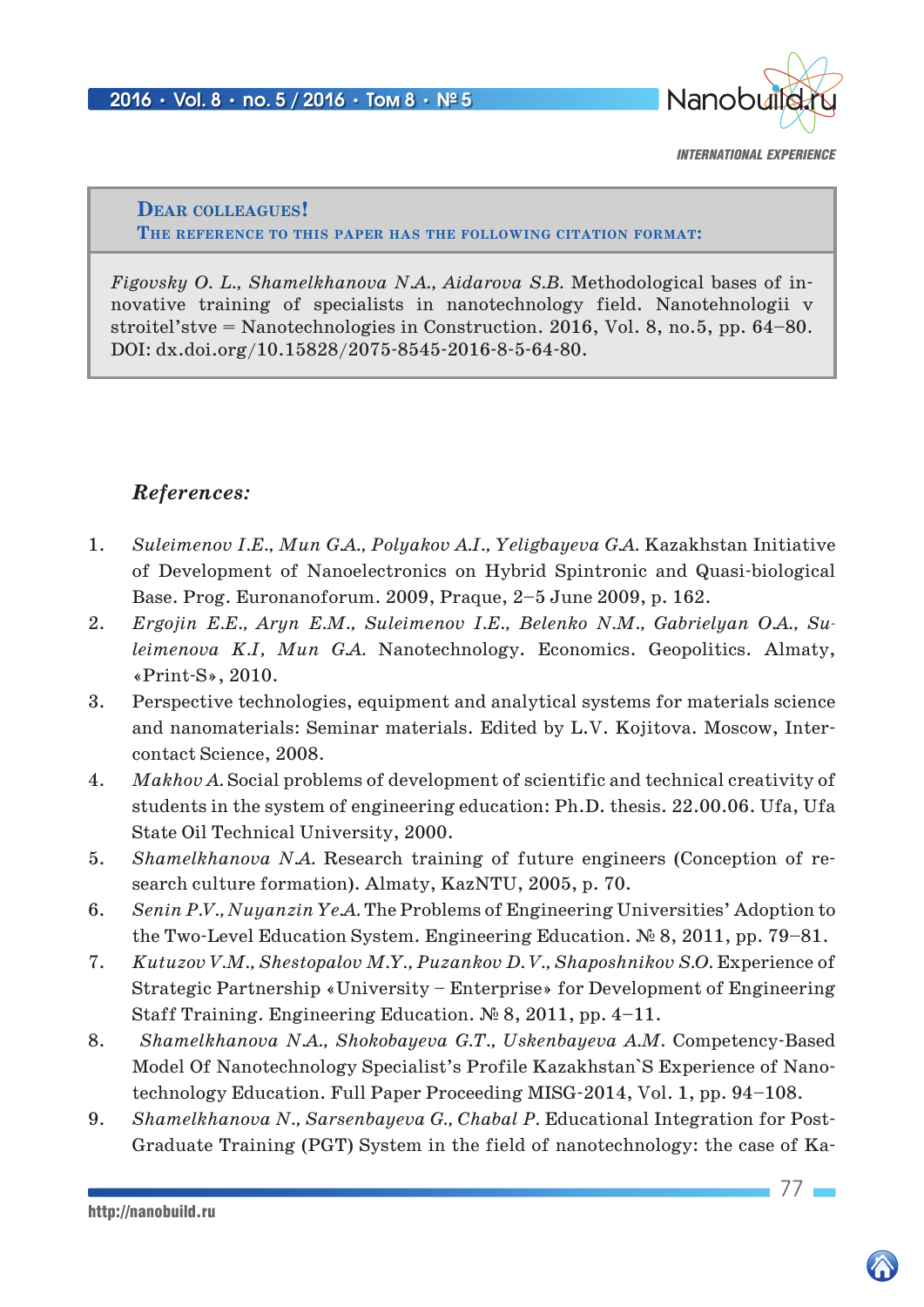**Dear colleagues!**
**The reference to this paper has the following citation format:**

*Figovsky O. L., Shamelkhanova N.A., Aidarova S.B.* Methodological bases of innovative training of specialists in nanotechnology field. Nanotehnologii v stroitel'stve = Nanotechnologies in Construction. 2016, Vol. 8, no.5, pp. 64–80. DOI: dx.doi.org/10.15828/2075-8545-2016-8-5-64-80.

### *References:*

1. *Suleimenov I.E., Mun G.A., Polyakov A.I., Yeligbayeva G.A.* Kazakhstan Initiative of Development of Nanoelectronics on Hybrid Spintronic and Quasi-biological Base. Prog. Euronanoforum. 2009, Praque, 2–5 June 2009, p. 162.
2. *Ergojin E.E., Aryn E.M., Suleimenov I.E., Belenko N.M., Gabrielyan O.A., Suleimenova K.I, Mun G.A.* Nanotechnology. Economics. Geopolitics. Almaty, «Print-S», 2010.
3. Perspective technologies, equipment and analytical systems for materials science and nanomaterials: Seminar materials. Edited by L.V. Kojitova. Moscow, Intercontact Science, 2008.
4. *Makhov A.* Social problems of development of scientific and technical creativity of students in the system of engineering education: Ph.D. thesis. 22.00.06. Ufa, Ufa State Oil Technical University, 2000.
5. *Shamelkhanova N.A.* Research training of future engineers (Conception of research culture formation). Almaty, KazNTU, 2005, p. 70.
6. *Senin P.V., Nuyanzin Ye.A.* The Problems of Engineering Universities' Adoption to the Two-Level Education System. Engineering Education. № 8, 2011, pp. 79–81.
7. *Kutuzov V.M., Shestopalov M.Y., Puzankov D.V., Shaposhnikov S.O.* Experience of Strategic Partnership «University – Enterprise» for Development of Engineering Staff Training. Engineering Education. № 8, 2011, pp. 4–11.
8. *Shamelkhanova N.A., Shokobayeva G.T., Uskenbayeva A.M.* Competency-Based Model Of Nanotechnology Specialist's Profile Kazakhstan`S Experience of Nanotechnology Education. Full Paper Proceeding MISG-2014, Vol. 1, pp. 94–108.
9. *Shamelkhanova N., Sarsenbayeva G., Chabal P.* Educational Integration for Post-Graduate Training (PGT) System in the field of nanotechnology: the case of Ka-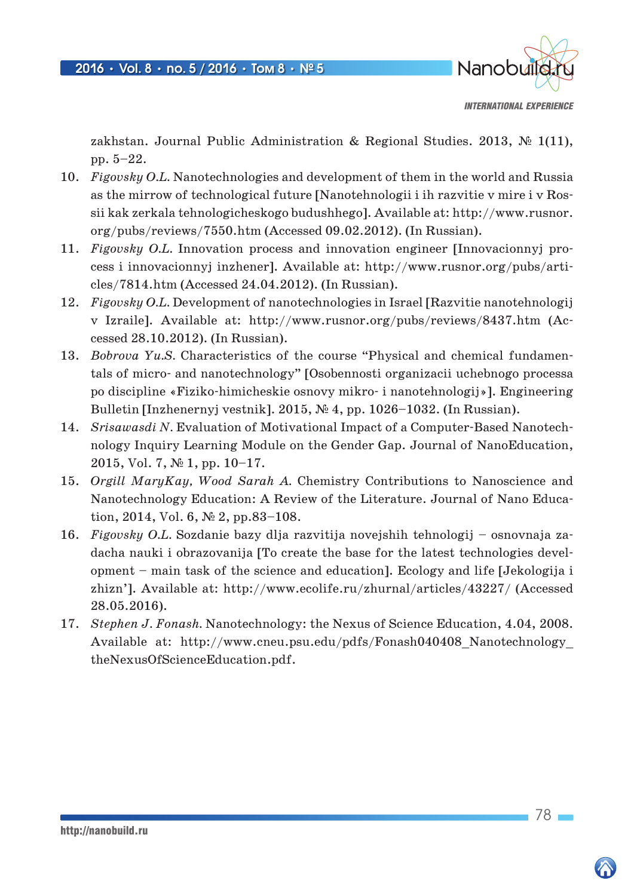zakhstan. Journal Public Administration & Regional Studies. 2013, № 1(11), pp. 5–22.

10. *Figovsky O.L.* Nanotechnologies and development of them in the world and Russia as the mirrow of technological future [Nanotehnologii i ih razvitie v mire i v Rossii kak zerkala tehnologicheskogo budushhego]. Available at: http://www.rusnor.org/pubs/reviews/7550.htm (Accessed 09.02.2012). (In Russian).
11. *Figovsky O.L.* Innovation process and innovation engineer [Innovacionnyj process i innovacionnyj inzhener]. Available at: http://www.rusnor.org/pubs/articles/7814.htm (Accessed 24.04.2012). (In Russian).
12. *Figovsky O.L.* Development of nanotechnologies in Israel [Razvitie nanotehnologij v Izraile]. Available at: http://www.rusnor.org/pubs/reviews/8437.htm (Accessed 28.10.2012). (In Russian).
13. *Bobrova Yu.S.* Characteristics of the course "Physical and chemical fundamentals of micro- and nanotechnology" [Osobennosti organizacii uchebnogo processa po discipline «Fiziko-himicheskie osnovy mikro- i nanotehnologij»]. Engineering Bulletin [Inzhenernyj vestnik]. 2015, № 4, pp. 1026–1032. (In Russian).
14. *Srisawasdi N.* Evaluation of Motivational Impact of a Computer-Based Nanotechnology Inquiry Learning Module on the Gender Gap. Journal of NanoEducation, 2015, Vol. 7, № 1, pp. 10–17.
15. *Orgill MaryKay, Wood Sarah A.* Chemistry Contributions to Nanoscience and Nanotechnology Education: A Review of the Literature. Journal of Nano Education, 2014, Vol. 6, № 2, pp.83–108.
16. *Figovsky O.L.* Sozdanie bazy dlja razvitija novejshih tehnologij – osnovnaja zadacha nauki i obrazovanija [To create the base for the latest technologies development – main task of the science and education]. Ecology and life [Jekologija i zhizn']. Available at: http://www.ecolife.ru/zhurnal/articles/43227/ (Accessed 28.05.2016).
17. *Stephen J. Fonash.* Nanotechnology: the Nexus of Science Education, 4.04, 2008. Available at: http://www.cneu.psu.edu/pdfs/Fonash040408_Nanotechnology_theNexusOfScienceEducation.pdf.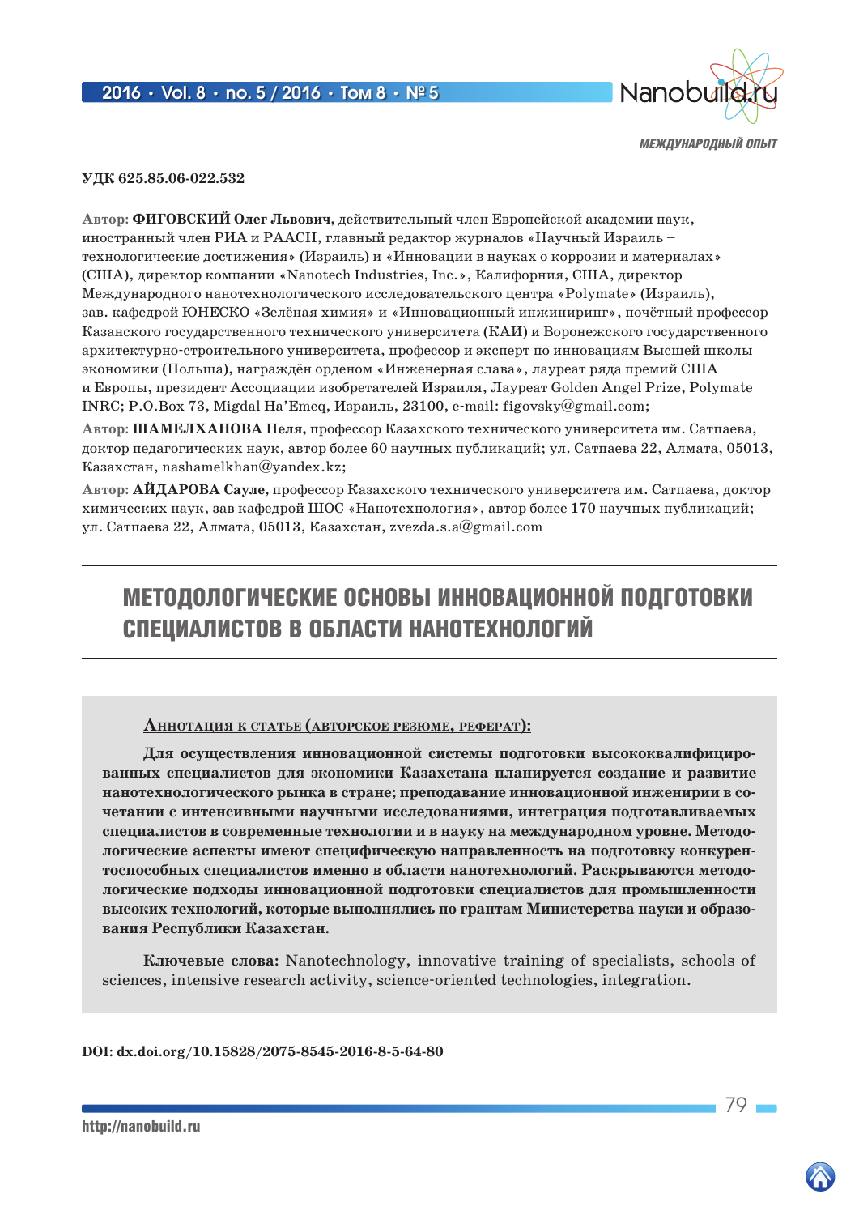МЕЖДУНАРОДНЫЙ ОПЫТ

**УДК 625.85.06-022.532**

Автор: **ФИГОВСКИЙ Олег Львович,** действительный член Европейской академии наук, иностранный член РИА и РААСН, главный редактор журналов «Научный Израиль – технологические достижения» (Израиль) и «Инновации в науках о коррозии и материалах» (США), директор компании «Nanotech Industries, Inc.», Калифорния, США, директор Международного нанотехнологического исследовательского центра «Polymate» (Израиль), зав. кафедрой ЮНЕСКО «Зелёная химия» и «Инновационный инжиниринг», почётный профессор Казанского государственного технического университета (КАИ) и Воронежского государственного архитектурно-строительного университета, профессор и эксперт по инновациям Высшей школы экономики (Польша), награждён орденом «Инженерная слава», лауреат ряда премий США и Европы, президент Ассоциации изобретателей Израиля, Лауреат Golden Angel Prize, Polymate INRC; P.O.Box 73, Migdal Ha'Emeq, Израиль, 23100, e-mail: figovsky@gmail.com;

Автор: **ШАМЕЛХАНОВА Неля,** профессор Казахского технического университета им. Сатпаева, доктор педагогических наук, автор более 60 научных публикаций; ул. Сатпаева 22, Алмата, 05013, Казахстан, nashamelkhan@yandex.kz;

Автор: **АЙДАРОВА Сауле,** профессор Казахского технического университета им. Сатпаева, доктор химических наук, зав кафедрой ШОС «Нанотехнология», автор более 170 научных публикаций; ул. Сатпаева 22, Алмата, 05013, Казахстан, zvezda.s.a@gmail.com

# МЕТОДОЛОГИЧЕСКИЕ ОСНОВЫ ИННОВАЦИОННОЙ ПОДГОТОВКИ СПЕЦИАЛИСТОВ В ОБЛАСТИ НАНОТЕХНОЛОГИЙ

**Аннотация к статье (авторское резюме, реферат):**

**Для осуществления инновационной системы подготовки высококвалифицированных специалистов для экономики Казахстана планируется создание и развитие нанотехнологического рынка в стране; преподавание инновационной инженирии в сочетании с интенсивными научными исследованиями, интеграция подготавливаемых специалистов в современные технологии и в науку на международном уровне. Методологические аспекты имеют специфическую направленность на подготовку конкурентоспособных специалистов именно в области нанотехнологий. Раскрываются методологические подходы инновационной подготовки специалистов для промышленности высоких технологий, которые выполнялись по грантам Министерства науки и образования Республики Казахстан.**

**Ключевые слова:** Nanotechnology, innovative training of specialists, schools of sciences, intensive research activity, science-oriented technologies, integration.

**DOI: dx.doi.org/10.15828/2075-8545-2016-8-5-64-80**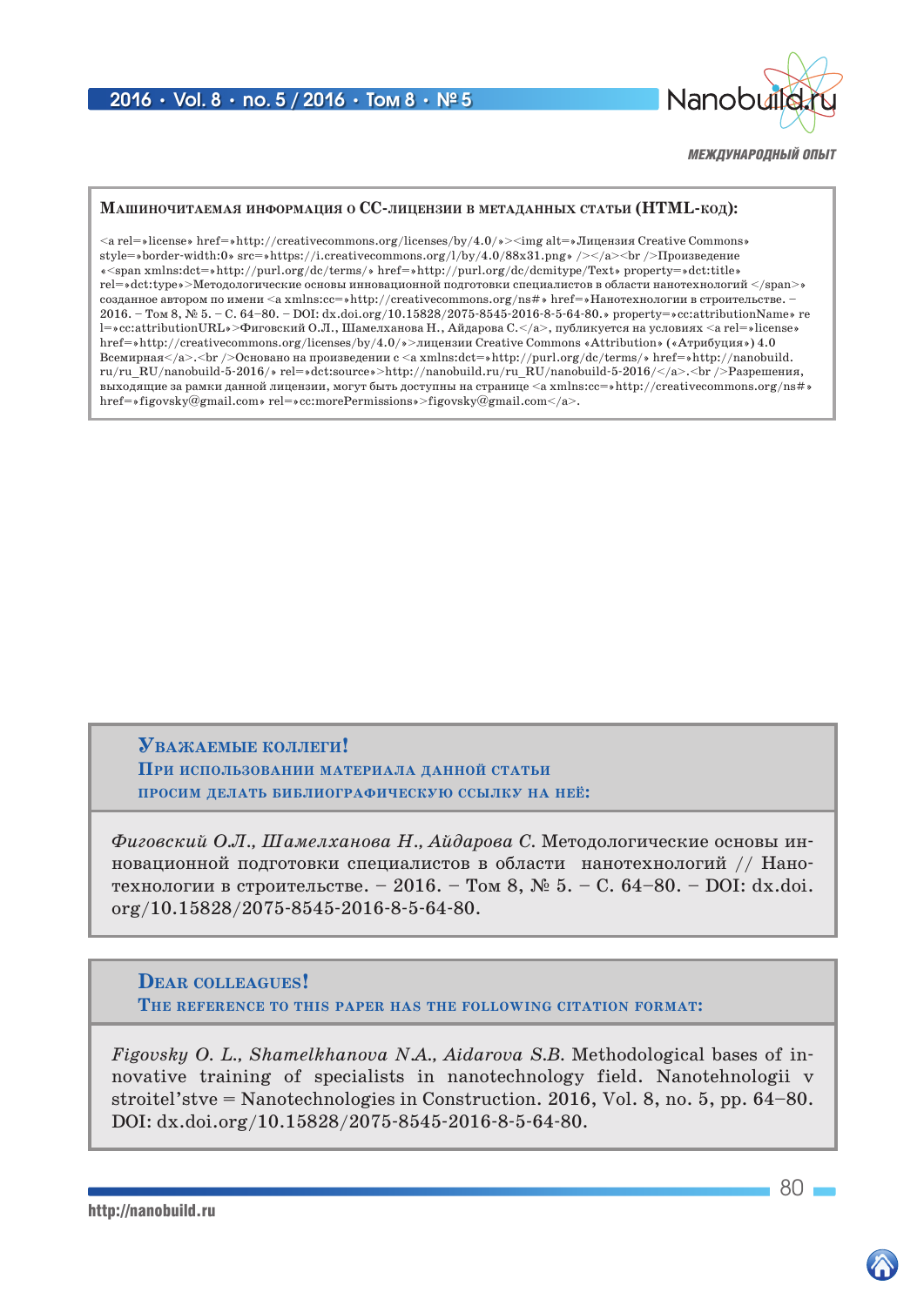МЕЖДУНАРОДНЫЙ ОПЫТ

**Машиночитаемая информация о CC-лицензии в метаданных статьи (HTML-код):**

<a rel=»license» href=»http://creativecommons.org/licenses/by/4.0/»><img alt=»Лицензия Creative Commons» style=»border-width:0» src=»https://i.creativecommons.org/l/by/4.0/88x31.png» /></a><br />Произведение «<span xmlns:dct=»http://purl.org/dc/terms/» href=»http://purl.org/dc/dcmitype/Text» property=»dct:title» rel=»dct:type»>Методологические основы инновационной подготовки специалистов в области нанотехнологий </span>» созданное автором по имени <a xmlns:cc=»http://creativecommons.org/ns#» href=»Нанотехнологии в строительстве. – 2016. – Том 8, № 5. – С. 64–80. – DOI: dx.doi.org/10.15828/2075-8545-2016-8-5-64-80.» property=»cc:attributionName» rel=»cc:attributionURL»>Фиговский О.Л., Шамелханова Н., Айдарова С.</a>, публикуется на условиях <a rel=»license» href=»http://creativecommons.org/licenses/by/4.0/»>лицензии Creative Commons «Attribution» («Атрибуция») 4.0 Всемирная</a>.<br />Основано на произведении с <a xmlns:dct=»http://purl.org/dc/terms/» href=»http://nanobuild.ru/ru_RU/nanobuild-5-2016/» rel=»dct:source»>http://nanobuild.ru/ru_RU/nanobuild-5-2016/</a>.<br />Разрешения, выходящие за рамки данной лицензии, могут быть доступны на странице <a xmlns:cc=»http://creativecommons.org/ns#» href=»figovsky@gmail.com» rel=»cc:morePermissions»>figovsky@gmail.com</a>.

**Уважаемые коллеги!**
**При использовании материала данной статьи просим делать библиографическую ссылку на неё:**

*Фиговский О.Л., Шамелханова Н., Айдарова С.* Методологические основы инновационной подготовки специалистов в области нанотехнологий // Нанотехнологии в строительстве. – 2016. – Том 8, № 5. – С. 64–80. – DOI: dx.doi.org/10.15828/2075-8545-2016-8-5-64-80.

**Dear colleagues!**
**The reference to this paper has the following citation format:**

*Figovsky O. L., Shamelkhanova N.A., Aidarova S.B.* Methodological bases of innovative training of specialists in nanotechnology field. Nanotehnologii v stroitel'stve = Nanotechnologies in Construction. 2016, Vol. 8, no. 5, pp. 64–80. DOI: dx.doi.org/10.15828/2075-8545-2016-8-5-64-80.